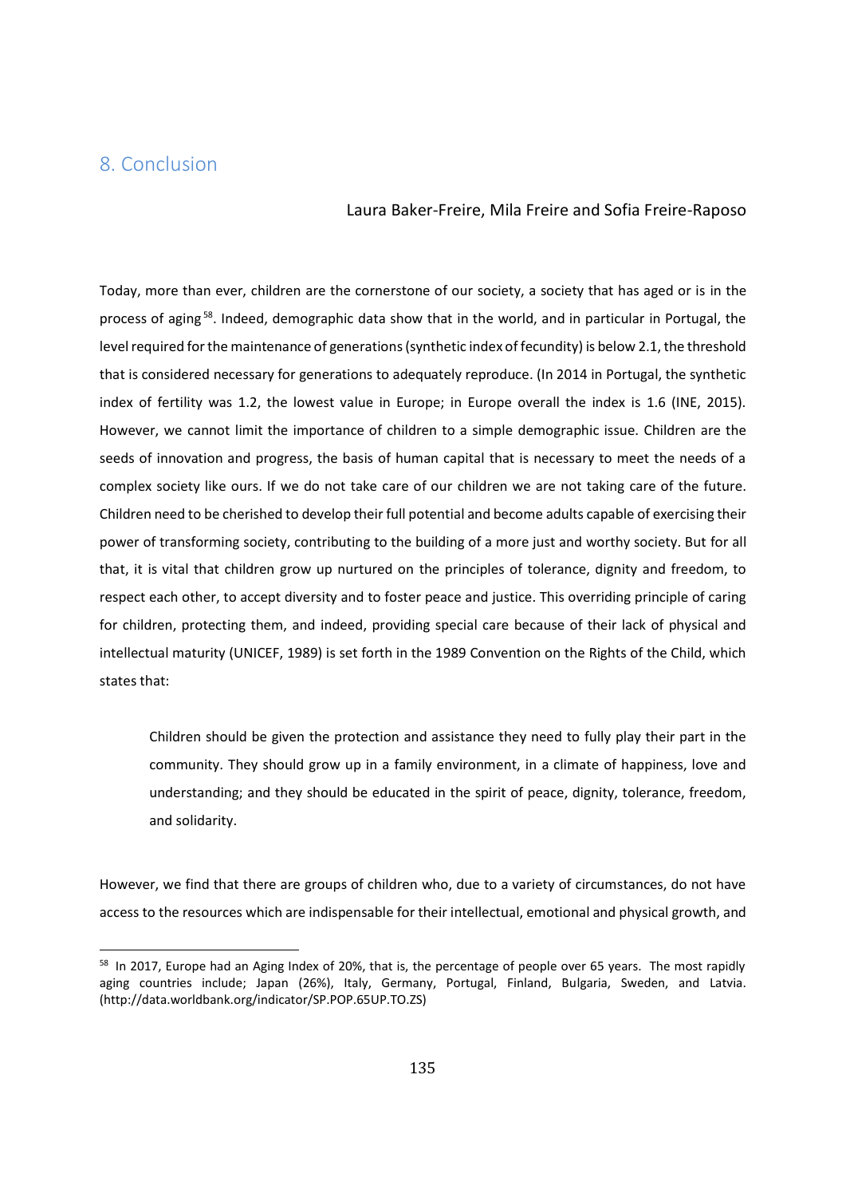## 8. Conclusion

Laura Baker-Freire, Mila Freire and Sofia Freire-Raposo

Today, more than ever, children are the cornerstone of our society, a society that has aged or is in the process of aging[58]. Indeed, demographic data show that in the world, and in particular in Portugal, the level required for the maintenance of generations (synthetic index of fecundity) is below 2.1, the threshold that is considered necessary for generations to adequately reproduce. (In 2014 in Portugal, the synthetic index of fertility was 1.2, the lowest value in Europe; in Europe overall the index is 1.6 (INE, 2015). However, we cannot limit the importance of children to a simple demographic issue. Children are the seeds of innovation and progress, the basis of human capital that is necessary to meet the needs of a complex society like ours. If we do not take care of our children we are not taking care of the future. Children need to be cherished to develop their full potential and become adults capable of exercising their power of transforming society, contributing to the building of a more just and worthy society. But for all that, it is vital that children grow up nurtured on the principles of tolerance, dignity and freedom, to respect each other, to accept diversity and to foster peace and justice. This overriding principle of caring for children, protecting them, and indeed, providing special care because of their lack of physical and intellectual maturity (UNICEF, 1989) is set forth in the 1989 Convention on the Rights of the Child, which states that:

> Children should be given the protection and assistance they need to fully play their part in the community. They should grow up in a family environment, in a climate of happiness, love and understanding; and they should be educated in the spirit of peace, dignity, tolerance, freedom, and solidarity.

However, we find that there are groups of children who, due to a variety of circumstances, do not have access to the resources which are indispensable for their intellectual, emotional and physical growth, and

[58] In 2017, Europe had an Aging Index of 20%, that is, the percentage of people over 65 years. The most rapidly aging countries include; Japan (26%), Italy, Germany, Portugal, Finland, Bulgaria, Sweden, and Latvia. (http://data.worldbank.org/indicator/SP.POP.65UP.TO.ZS)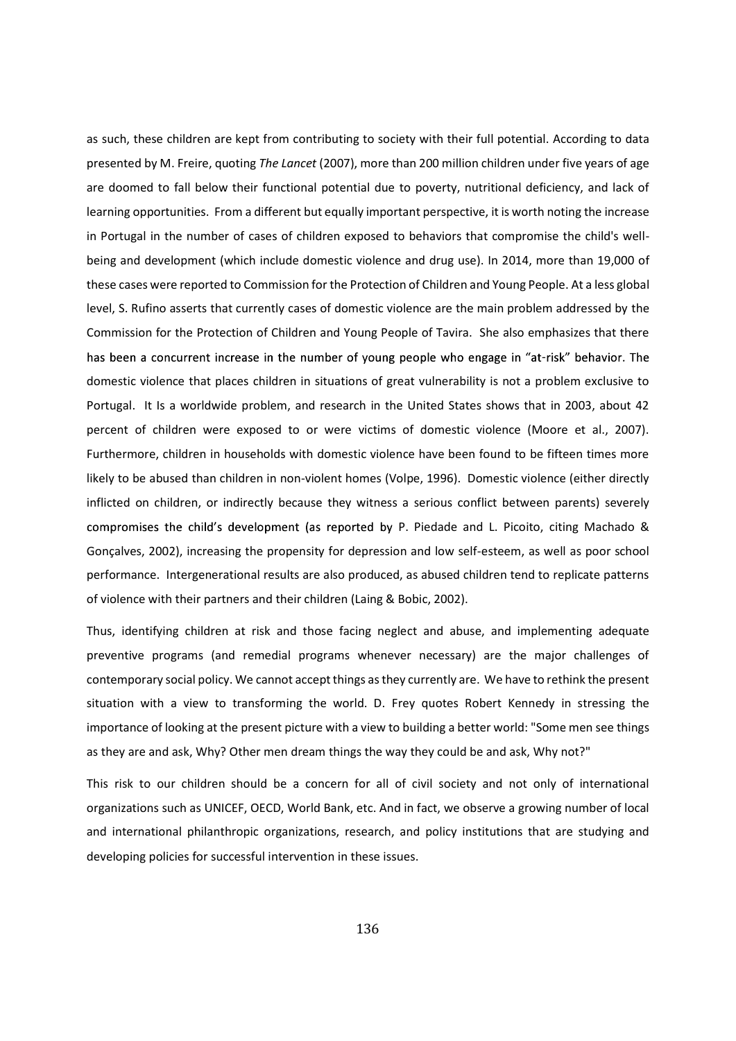as such, these children are kept from contributing to society with their full potential. According to data presented by M. Freire, quoting *The Lancet* (2007), more than 200 million children under five years of age are doomed to fall below their functional potential due to poverty, nutritional deficiency, and lack of learning opportunities. From a different but equally important perspective, it is worth noting the increase in Portugal in the number of cases of children exposed to behaviors that compromise the child's well-being and development (which include domestic violence and drug use). In 2014, more than 19,000 of these cases were reported to Commission for the Protection of Children and Young People. At a less global level, S. Rufino asserts that currently cases of domestic violence are the main problem addressed by the Commission for the Protection of Children and Young People of Tavira. She also emphasizes that there has been a concurrent increase in the number of young people who engage in "at-risk" behavior. The domestic violence that places children in situations of great vulnerability is not a problem exclusive to Portugal. It Is a worldwide problem, and research in the United States shows that in 2003, about 42 percent of children were exposed to or were victims of domestic violence (Moore et al., 2007). Furthermore, children in households with domestic violence have been found to be fifteen times more likely to be abused than children in non-violent homes (Volpe, 1996). Domestic violence (either directly inflicted on children, or indirectly because they witness a serious conflict between parents) severely compromises the child's development (as reported by P. Piedade and L. Picoito, citing Machado & Gonçalves, 2002), increasing the propensity for depression and low self-esteem, as well as poor school performance. Intergenerational results are also produced, as abused children tend to replicate patterns of violence with their partners and their children (Laing & Bobic, 2002).

Thus, identifying children at risk and those facing neglect and abuse, and implementing adequate preventive programs (and remedial programs whenever necessary) are the major challenges of contemporary social policy. We cannot accept things as they currently are. We have to rethink the present situation with a view to transforming the world. D. Frey quotes Robert Kennedy in stressing the importance of looking at the present picture with a view to building a better world: "Some men see things as they are and ask, Why? Other men dream things the way they could be and ask, Why not?"

This risk to our children should be a concern for all of civil society and not only of international organizations such as UNICEF, OECD, World Bank, etc. And in fact, we observe a growing number of local and international philanthropic organizations, research, and policy institutions that are studying and developing policies for successful intervention in these issues.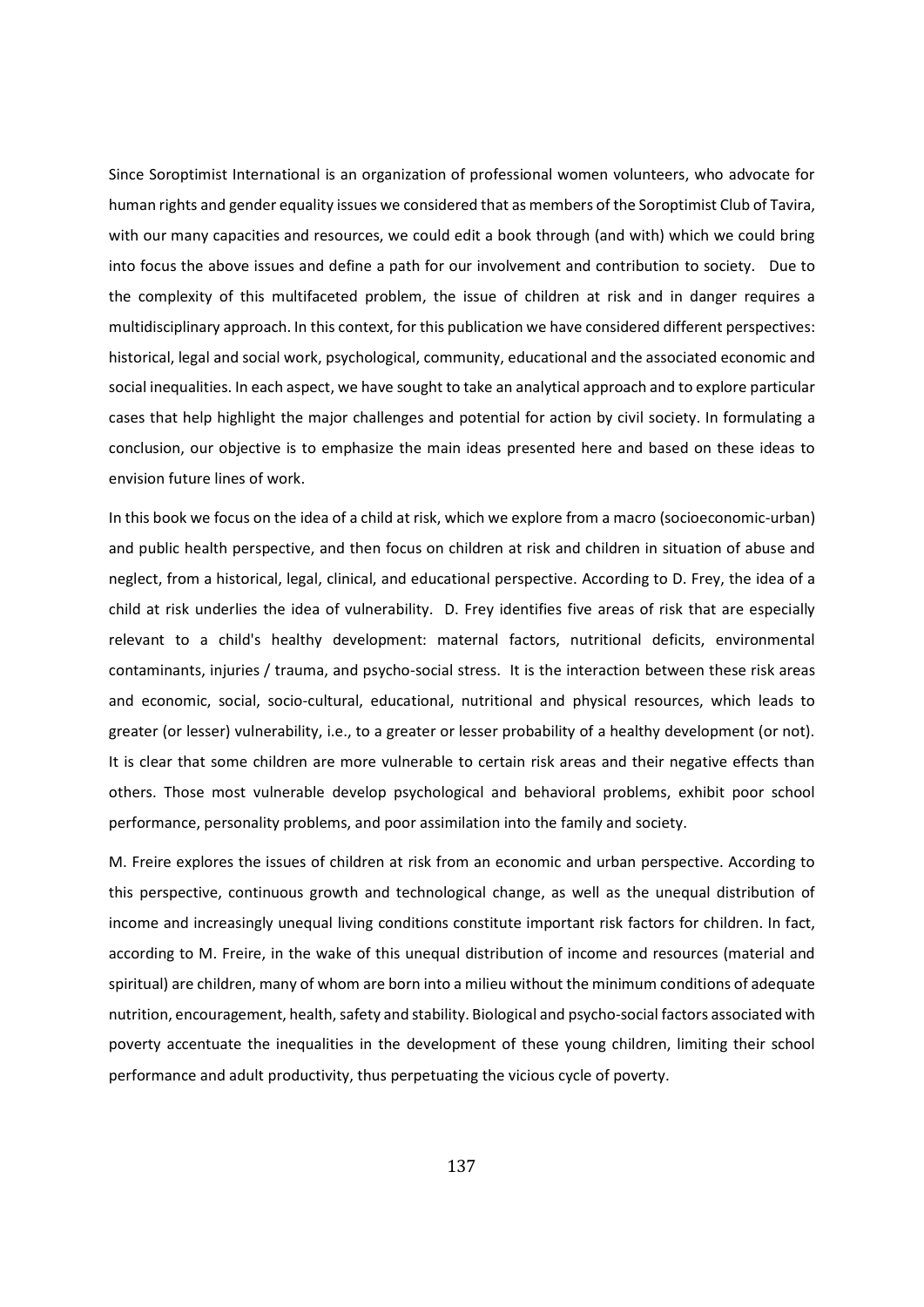Since Soroptimist International is an organization of professional women volunteers, who advocate for human rights and gender equality issues we considered that as members of the Soroptimist Club of Tavira, with our many capacities and resources, we could edit a book through (and with) which we could bring into focus the above issues and define a path for our involvement and contribution to society. Due to the complexity of this multifaceted problem, the issue of children at risk and in danger requires a multidisciplinary approach. In this context, for this publication we have considered different perspectives: historical, legal and social work, psychological, community, educational and the associated economic and social inequalities. In each aspect, we have sought to take an analytical approach and to explore particular cases that help highlight the major challenges and potential for action by civil society. In formulating a conclusion, our objective is to emphasize the main ideas presented here and based on these ideas to envision future lines of work.

In this book we focus on the idea of a child at risk, which we explore from a macro (socioeconomic-urban) and public health perspective, and then focus on children at risk and children in situation of abuse and neglect, from a historical, legal, clinical, and educational perspective. According to D. Frey, the idea of a child at risk underlies the idea of vulnerability. D. Frey identifies five areas of risk that are especially relevant to a child's healthy development: maternal factors, nutritional deficits, environmental contaminants, injuries / trauma, and psycho-social stress. It is the interaction between these risk areas and economic, social, socio-cultural, educational, nutritional and physical resources, which leads to greater (or lesser) vulnerability, i.e., to a greater or lesser probability of a healthy development (or not). It is clear that some children are more vulnerable to certain risk areas and their negative effects than others. Those most vulnerable develop psychological and behavioral problems, exhibit poor school performance, personality problems, and poor assimilation into the family and society.

M. Freire explores the issues of children at risk from an economic and urban perspective. According to this perspective, continuous growth and technological change, as well as the unequal distribution of income and increasingly unequal living conditions constitute important risk factors for children. In fact, according to M. Freire, in the wake of this unequal distribution of income and resources (material and spiritual) are children, many of whom are born into a milieu without the minimum conditions of adequate nutrition, encouragement, health, safety and stability. Biological and psycho-social factors associated with poverty accentuate the inequalities in the development of these young children, limiting their school performance and adult productivity, thus perpetuating the vicious cycle of poverty.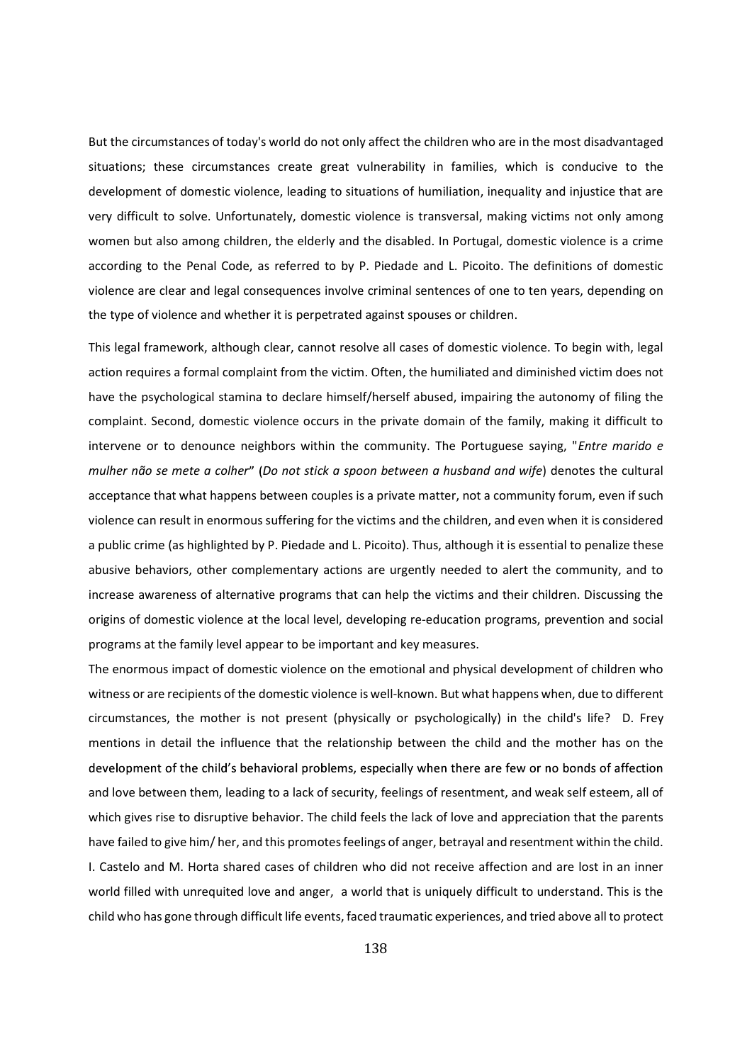But the circumstances of today's world do not only affect the children who are in the most disadvantaged situations; these circumstances create great vulnerability in families, which is conducive to the development of domestic violence, leading to situations of humiliation, inequality and injustice that are very difficult to solve. Unfortunately, domestic violence is transversal, making victims not only among women but also among children, the elderly and the disabled. In Portugal, domestic violence is a crime according to the Penal Code, as referred to by P. Piedade and L. Picoito. The definitions of domestic violence are clear and legal consequences involve criminal sentences of one to ten years, depending on the type of violence and whether it is perpetrated against spouses or children.

This legal framework, although clear, cannot resolve all cases of domestic violence. To begin with, legal action requires a formal complaint from the victim. Often, the humiliated and diminished victim does not have the psychological stamina to declare himself/herself abused, impairing the autonomy of filing the complaint. Second, domestic violence occurs in the private domain of the family, making it difficult to intervene or to denounce neighbors within the community. The Portuguese saying, "*Entre marido e mulher não se mete a colher*" (*Do not stick a spoon between a husband and wife*) denotes the cultural acceptance that what happens between couples is a private matter, not a community forum, even if such violence can result in enormous suffering for the victims and the children, and even when it is considered a public crime (as highlighted by P. Piedade and L. Picoito). Thus, although it is essential to penalize these abusive behaviors, other complementary actions are urgently needed to alert the community, and to increase awareness of alternative programs that can help the victims and their children. Discussing the origins of domestic violence at the local level, developing re-education programs, prevention and social programs at the family level appear to be important and key measures.

The enormous impact of domestic violence on the emotional and physical development of children who witness or are recipients of the domestic violence is well-known. But what happens when, due to different circumstances, the mother is not present (physically or psychologically) in the child's life? D. Frey mentions in detail the influence that the relationship between the child and the mother has on the development of the child's behavioral problems, especially when there are few or no bonds of affection and love between them, leading to a lack of security, feelings of resentment, and weak self esteem, all of which gives rise to disruptive behavior. The child feels the lack of love and appreciation that the parents have failed to give him/ her, and this promotes feelings of anger, betrayal and resentment within the child. I. Castelo and M. Horta shared cases of children who did not receive affection and are lost in an inner world filled with unrequited love and anger, a world that is uniquely difficult to understand. This is the child who has gone through difficult life events, faced traumatic experiences, and tried above all to protect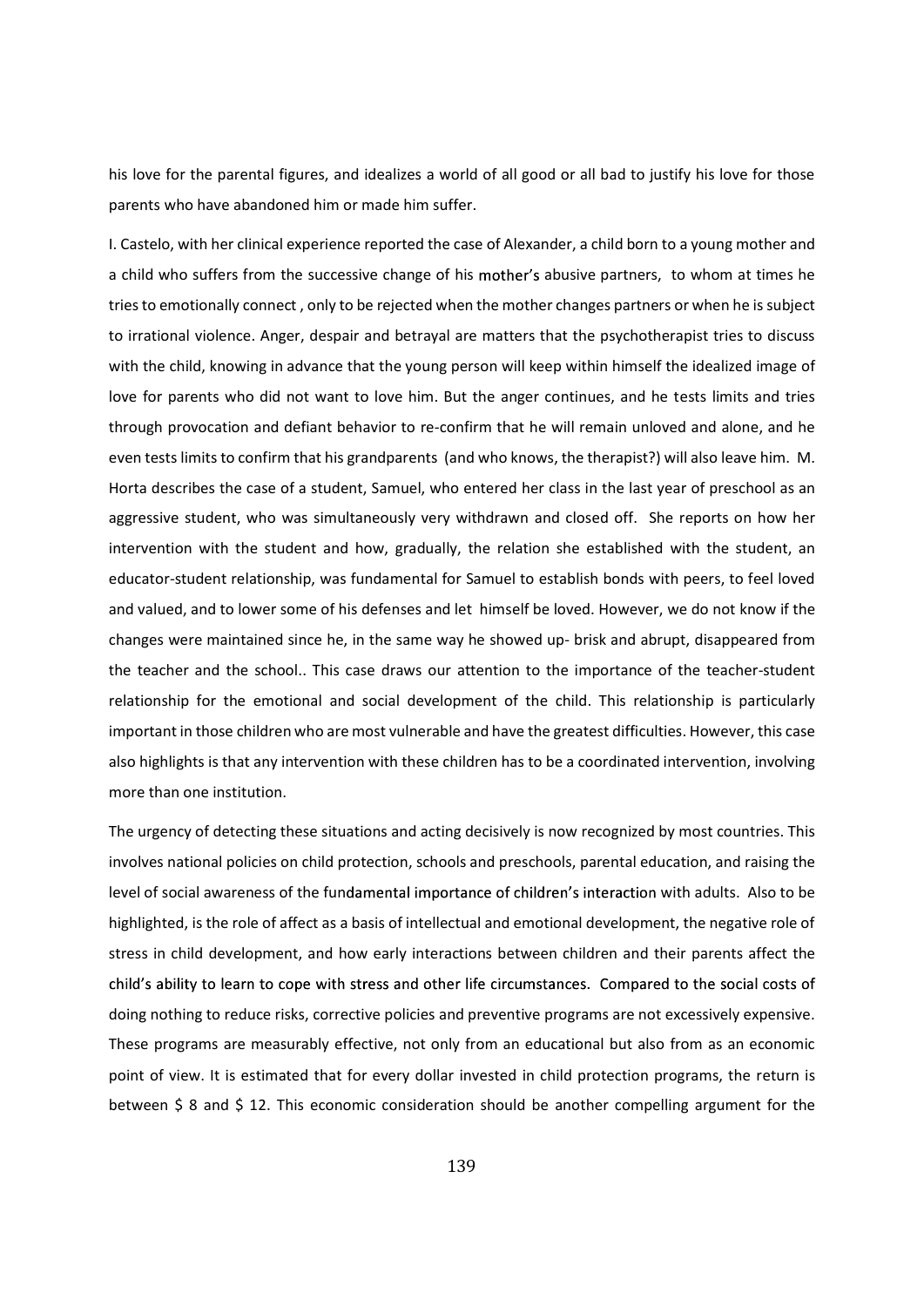his love for the parental figures, and idealizes a world of all good or all bad to justify his love for those parents who have abandoned him or made him suffer.

I. Castelo, with her clinical experience reported the case of Alexander, a child born to a young mother and a child who suffers from the successive change of his mother's abusive partners, to whom at times he tries to emotionally connect , only to be rejected when the mother changes partners or when he is subject to irrational violence. Anger, despair and betrayal are matters that the psychotherapist tries to discuss with the child, knowing in advance that the young person will keep within himself the idealized image of love for parents who did not want to love him. But the anger continues, and he tests limits and tries through provocation and defiant behavior to re-confirm that he will remain unloved and alone, and he even tests limits to confirm that his grandparents (and who knows, the therapist?) will also leave him. M. Horta describes the case of a student, Samuel, who entered her class in the last year of preschool as an aggressive student, who was simultaneously very withdrawn and closed off. She reports on how her intervention with the student and how, gradually, the relation she established with the student, an educator-student relationship, was fundamental for Samuel to establish bonds with peers, to feel loved and valued, and to lower some of his defenses and let himself be loved. However, we do not know if the changes were maintained since he, in the same way he showed up- brisk and abrupt, disappeared from the teacher and the school.. This case draws our attention to the importance of the teacher-student relationship for the emotional and social development of the child. This relationship is particularly important in those children who are most vulnerable and have the greatest difficulties. However, this case also highlights is that any intervention with these children has to be a coordinated intervention, involving more than one institution.

The urgency of detecting these situations and acting decisively is now recognized by most countries. This involves national policies on child protection, schools and preschools, parental education, and raising the level of social awareness of the fundamental importance of children's interaction with adults. Also to be highlighted, is the role of affect as a basis of intellectual and emotional development, the negative role of stress in child development, and how early interactions between children and their parents affect the child's ability to learn to cope with stress and other life circumstances. Compared to the social costs of doing nothing to reduce risks, corrective policies and preventive programs are not excessively expensive. These programs are measurably effective, not only from an educational but also from as an economic point of view. It is estimated that for every dollar invested in child protection programs, the return is between $ 8 and $ 12. This economic consideration should be another compelling argument for the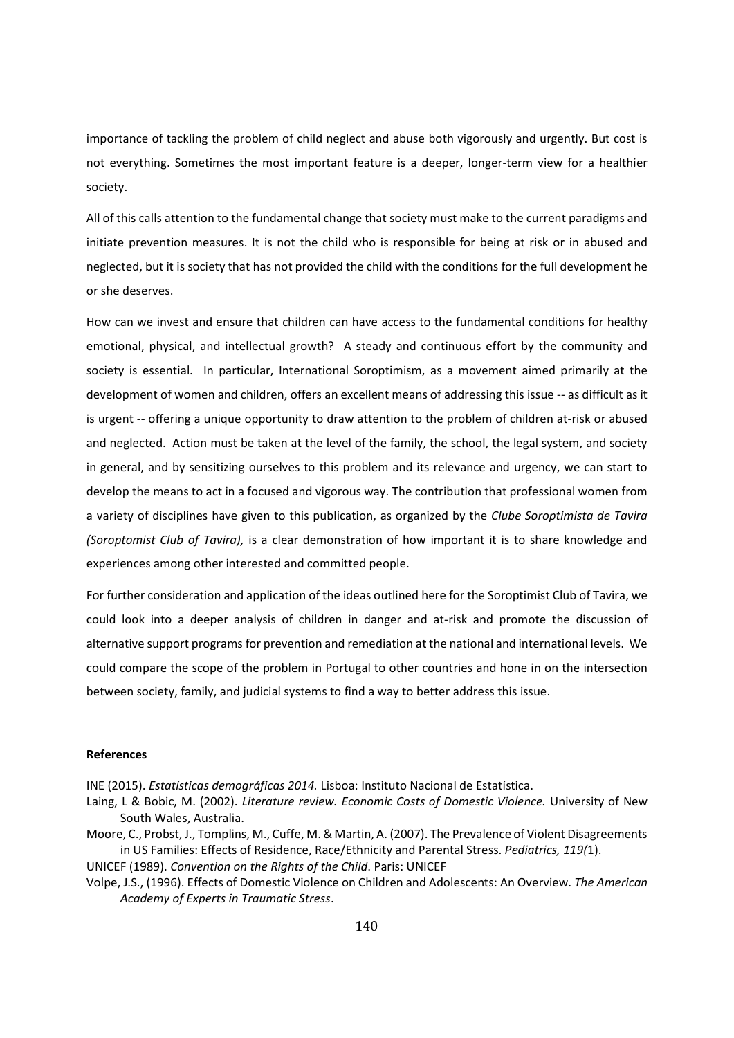importance of tackling the problem of child neglect and abuse both vigorously and urgently. But cost is not everything. Sometimes the most important feature is a deeper, longer-term view for a healthier society.

All of this calls attention to the fundamental change that society must make to the current paradigms and initiate prevention measures. It is not the child who is responsible for being at risk or in abused and neglected, but it is society that has not provided the child with the conditions for the full development he or she deserves.

How can we invest and ensure that children can have access to the fundamental conditions for healthy emotional, physical, and intellectual growth? A steady and continuous effort by the community and society is essential. In particular, International Soroptimism, as a movement aimed primarily at the development of women and children, offers an excellent means of addressing this issue -- as difficult as it is urgent -- offering a unique opportunity to draw attention to the problem of children at-risk or abused and neglected. Action must be taken at the level of the family, the school, the legal system, and society in general, and by sensitizing ourselves to this problem and its relevance and urgency, we can start to develop the means to act in a focused and vigorous way. The contribution that professional women from a variety of disciplines have given to this publication, as organized by the *Clube Soroptimista de Tavira (Soroptomist Club of Tavira),* is a clear demonstration of how important it is to share knowledge and experiences among other interested and committed people.

For further consideration and application of the ideas outlined here for the Soroptimist Club of Tavira, we could look into a deeper analysis of children in danger and at-risk and promote the discussion of alternative support programs for prevention and remediation at the national and international levels. We could compare the scope of the problem in Portugal to other countries and hone in on the intersection between society, family, and judicial systems to find a way to better address this issue.

**References**

INE (2015). *Estatísticas demográficas 2014.* Lisboa: Instituto Nacional de Estatística.

Laing, L & Bobic, M. (2002). *Literature review. Economic Costs of Domestic Violence.* University of New South Wales, Australia.

Moore, C., Probst, J., Tomplins, M., Cuffe, M. & Martin, A. (2007). The Prevalence of Violent Disagreements in US Families: Effects of Residence, Race/Ethnicity and Parental Stress. *Pediatrics, 119(*1).

UNICEF (1989). *Convention on the Rights of the Child*. Paris: UNICEF

Volpe, J.S., (1996). Effects of Domestic Violence on Children and Adolescents: An Overview. *The American Academy of Experts in Traumatic Stress*.